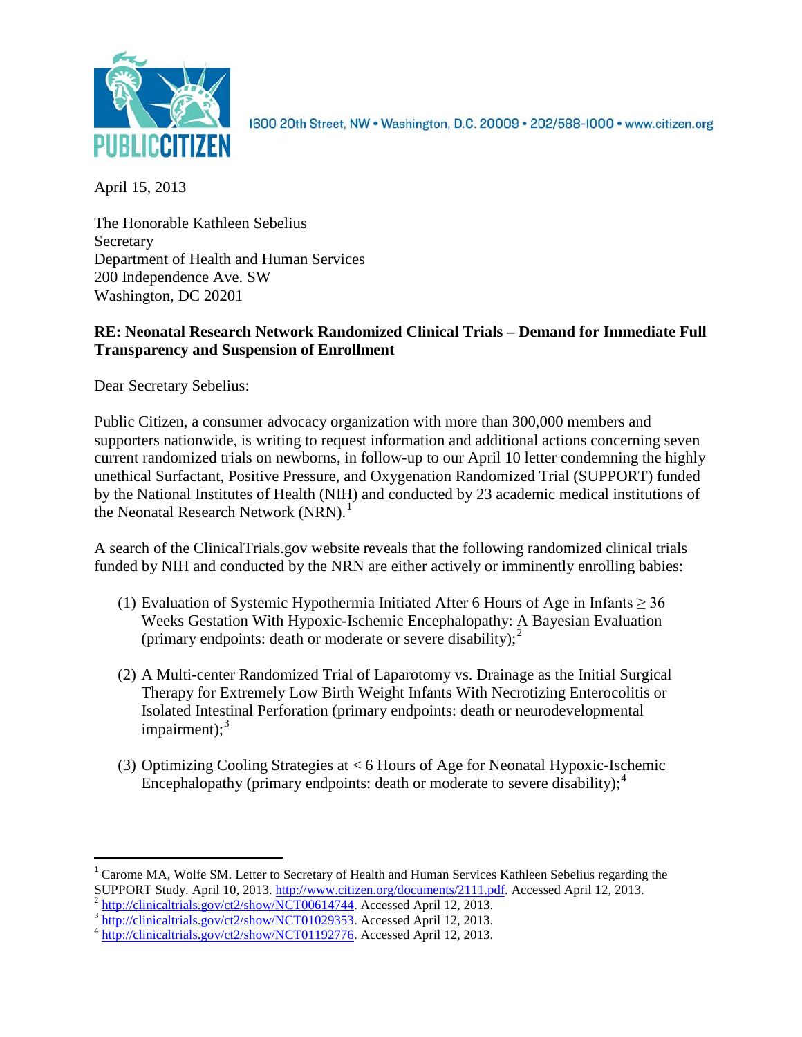PUBLIC CITIZEN

1600 20th Street, NW • Washington, D.C. 20009 • 202/588-1000 • www.citizen.org

April 15, 2013

The Honorable Kathleen Sebelius
Secretary
Department of Health and Human Services
200 Independence Ave. SW
Washington, DC 20201

**RE: Neonatal Research Network Randomized Clinical Trials – Demand for Immediate Full Transparency and Suspension of Enrollment**

Dear Secretary Sebelius:

Public Citizen, a consumer advocacy organization with more than 300,000 members and supporters nationwide, is writing to request information and additional actions concerning seven current randomized trials on newborns, in follow-up to our April 10 letter condemning the highly unethical Surfactant, Positive Pressure, and Oxygenation Randomized Trial (SUPPORT) funded by the National Institutes of Health (NIH) and conducted by 23 academic medical institutions of the Neonatal Research Network (NRN).[1]

A search of the ClinicalTrials.gov website reveals that the following randomized clinical trials funded by NIH and conducted by the NRN are either actively or imminently enrolling babies:

(1) Evaluation of Systemic Hypothermia Initiated After 6 Hours of Age in Infants ≥ 36 Weeks Gestation With Hypoxic-Ischemic Encephalopathy: A Bayesian Evaluation (primary endpoints: death or moderate or severe disability);[2]

(2) A Multi-center Randomized Trial of Laparotomy vs. Drainage as the Initial Surgical Therapy for Extremely Low Birth Weight Infants With Necrotizing Enterocolitis or Isolated Intestinal Perforation (primary endpoints: death or neurodevelopmental impairment);[3]

(3) Optimizing Cooling Strategies at < 6 Hours of Age for Neonatal Hypoxic-Ischemic Encephalopathy (primary endpoints: death or moderate to severe disability);[4]

---

[1] Carome MA, Wolfe SM. Letter to Secretary of Health and Human Services Kathleen Sebelius regarding the SUPPORT Study. April 10, 2013. http://www.citizen.org/documents/2111.pdf. Accessed April 12, 2013.

[2] http://clinicaltrials.gov/ct2/show/NCT00614744. Accessed April 12, 2013.

[3] http://clinicaltrials.gov/ct2/show/NCT01029353. Accessed April 12, 2013.

[4] http://clinicaltrials.gov/ct2/show/NCT01192776. Accessed April 12, 2013.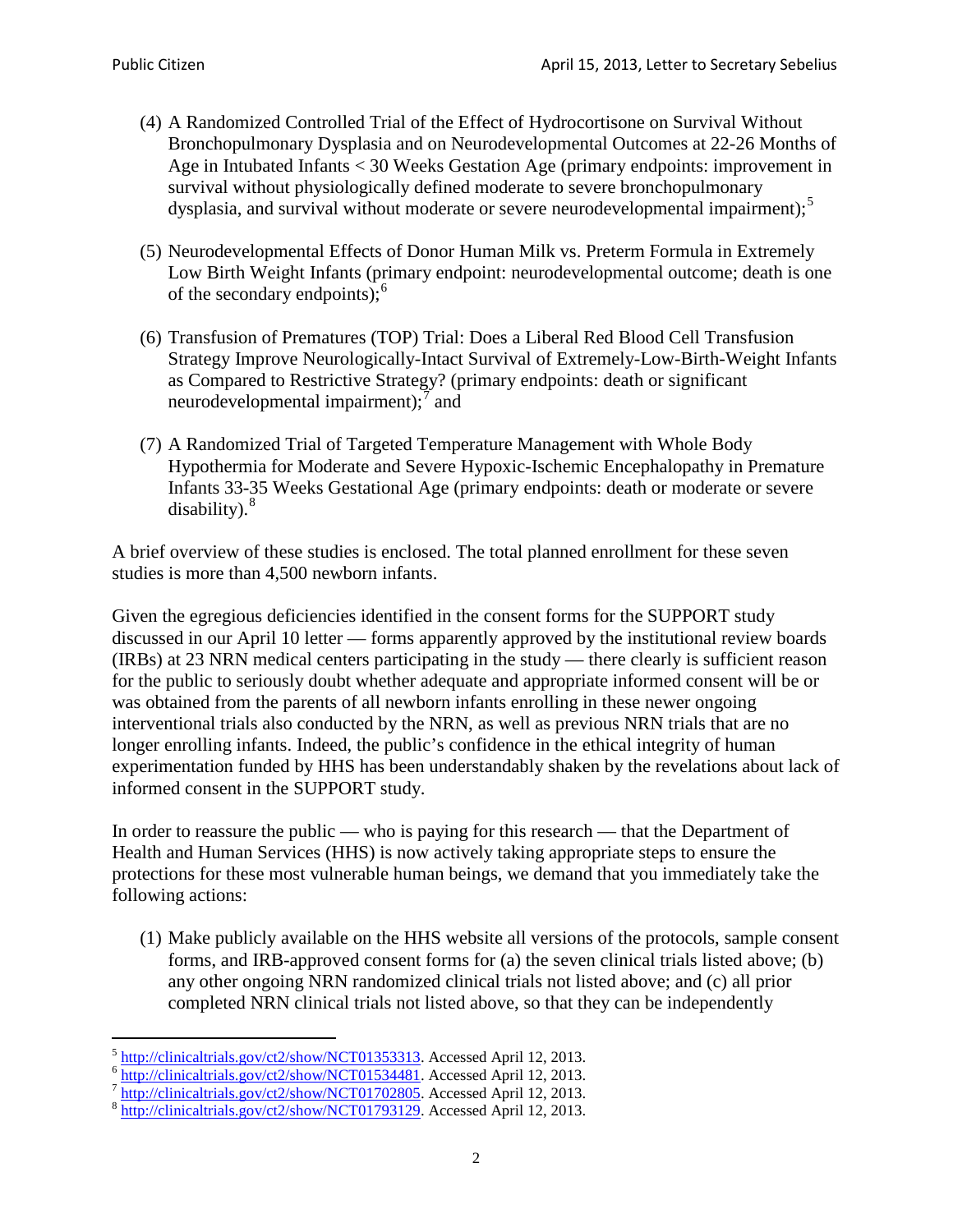(4) A Randomized Controlled Trial of the Effect of Hydrocortisone on Survival Without Bronchopulmonary Dysplasia and on Neurodevelopmental Outcomes at 22-26 Months of Age in Intubated Infants < 30 Weeks Gestation Age (primary endpoints: improvement in survival without physiologically defined moderate to severe bronchopulmonary dysplasia, and survival without moderate or severe neurodevelopmental impairment);[5]

(5) Neurodevelopmental Effects of Donor Human Milk vs. Preterm Formula in Extremely Low Birth Weight Infants (primary endpoint: neurodevelopmental outcome; death is one of the secondary endpoints);[6]

(6) Transfusion of Prematures (TOP) Trial: Does a Liberal Red Blood Cell Transfusion Strategy Improve Neurologically-Intact Survival of Extremely-Low-Birth-Weight Infants as Compared to Restrictive Strategy? (primary endpoints: death or significant neurodevelopmental impairment);[7] and

(7) A Randomized Trial of Targeted Temperature Management with Whole Body Hypothermia for Moderate and Severe Hypoxic-Ischemic Encephalopathy in Premature Infants 33-35 Weeks Gestational Age (primary endpoints: death or moderate or severe disability).[8]

A brief overview of these studies is enclosed. The total planned enrollment for these seven studies is more than 4,500 newborn infants.

Given the egregious deficiencies identified in the consent forms for the SUPPORT study discussed in our April 10 letter — forms apparently approved by the institutional review boards (IRBs) at 23 NRN medical centers participating in the study — there clearly is sufficient reason for the public to seriously doubt whether adequate and appropriate informed consent will be or was obtained from the parents of all newborn infants enrolling in these newer ongoing interventional trials also conducted by the NRN, as well as previous NRN trials that are no longer enrolling infants. Indeed, the public's confidence in the ethical integrity of human experimentation funded by HHS has been understandably shaken by the revelations about lack of informed consent in the SUPPORT study.

In order to reassure the public — who is paying for this research — that the Department of Health and Human Services (HHS) is now actively taking appropriate steps to ensure the protections for these most vulnerable human beings, we demand that you immediately take the following actions:

(1) Make publicly available on the HHS website all versions of the protocols, sample consent forms, and IRB-approved consent forms for (a) the seven clinical trials listed above; (b) any other ongoing NRN randomized clinical trials not listed above; and (c) all prior completed NRN clinical trials not listed above, so that they can be independently

---

[5] http://clinicaltrials.gov/ct2/show/NCT01353313. Accessed April 12, 2013.

[6] http://clinicaltrials.gov/ct2/show/NCT01534481. Accessed April 12, 2013.

[7] http://clinicaltrials.gov/ct2/show/NCT01702805. Accessed April 12, 2013.

[8] http://clinicaltrials.gov/ct2/show/NCT01793129. Accessed April 12, 2013.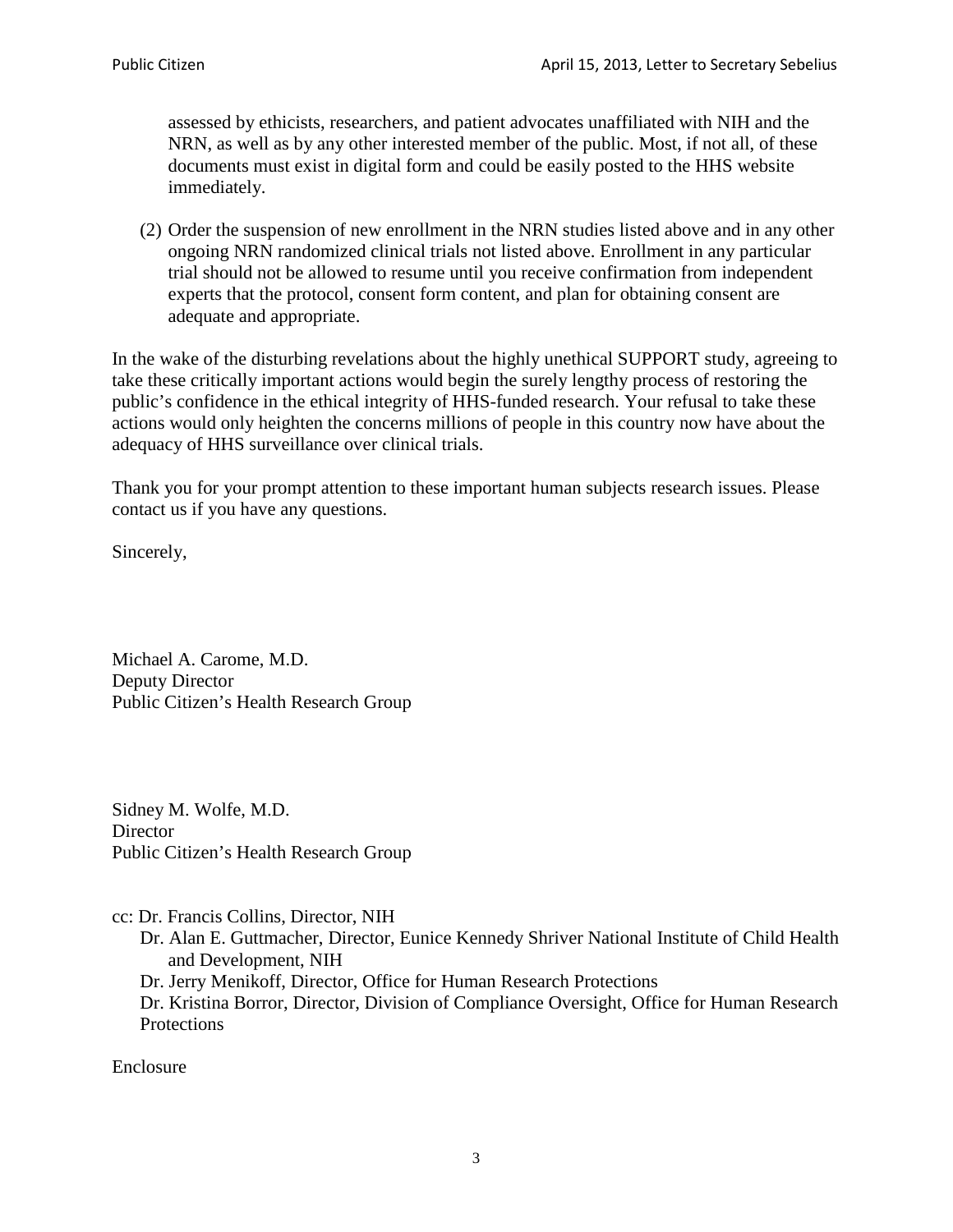assessed by ethicists, researchers, and patient advocates unaffiliated with NIH and the NRN, as well as by any other interested member of the public. Most, if not all, of these documents must exist in digital form and could be easily posted to the HHS website immediately.

(2) Order the suspension of new enrollment in the NRN studies listed above and in any other ongoing NRN randomized clinical trials not listed above. Enrollment in any particular trial should not be allowed to resume until you receive confirmation from independent experts that the protocol, consent form content, and plan for obtaining consent are adequate and appropriate.

In the wake of the disturbing revelations about the highly unethical SUPPORT study, agreeing to take these critically important actions would begin the surely lengthy process of restoring the public's confidence in the ethical integrity of HHS-funded research. Your refusal to take these actions would only heighten the concerns millions of people in this country now have about the adequacy of HHS surveillance over clinical trials.

Thank you for your prompt attention to these important human subjects research issues. Please contact us if you have any questions.

Sincerely,

Michael A. Carome, M.D.
Deputy Director
Public Citizen's Health Research Group

Sidney M. Wolfe, M.D.
Director
Public Citizen's Health Research Group

cc: Dr. Francis Collins, Director, NIH
Dr. Alan E. Guttmacher, Director, Eunice Kennedy Shriver National Institute of Child Health and Development, NIH
Dr. Jerry Menikoff, Director, Office for Human Research Protections
Dr. Kristina Borror, Director, Division of Compliance Oversight, Office for Human Research Protections

Enclosure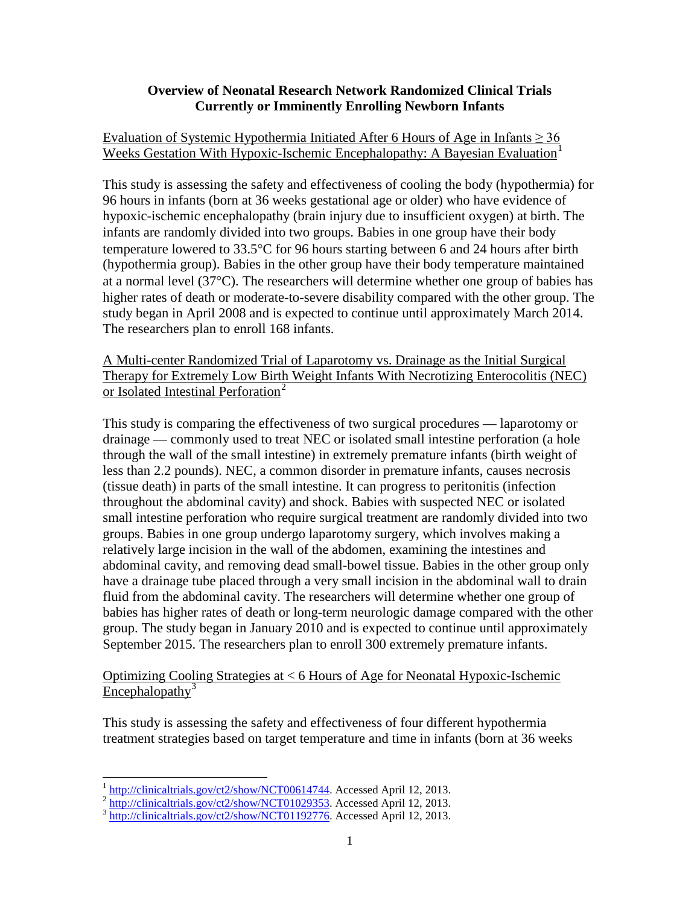**Overview of Neonatal Research Network Randomized Clinical Trials Currently or Imminently Enrolling Newborn Infants**

Evaluation of Systemic Hypothermia Initiated After 6 Hours of Age in Infants ≥ 36 Weeks Gestation With Hypoxic-Ischemic Encephalopathy: A Bayesian Evaluation[1]

This study is assessing the safety and effectiveness of cooling the body (hypothermia) for 96 hours in infants (born at 36 weeks gestational age or older) who have evidence of hypoxic-ischemic encephalopathy (brain injury due to insufficient oxygen) at birth. The infants are randomly divided into two groups. Babies in one group have their body temperature lowered to 33.5°C for 96 hours starting between 6 and 24 hours after birth (hypothermia group). Babies in the other group have their body temperature maintained at a normal level (37°C). The researchers will determine whether one group of babies has higher rates of death or moderate-to-severe disability compared with the other group. The study began in April 2008 and is expected to continue until approximately March 2014. The researchers plan to enroll 168 infants.

A Multi-center Randomized Trial of Laparotomy vs. Drainage as the Initial Surgical Therapy for Extremely Low Birth Weight Infants With Necrotizing Enterocolitis (NEC) or Isolated Intestinal Perforation[2]

This study is comparing the effectiveness of two surgical procedures — laparotomy or drainage — commonly used to treat NEC or isolated small intestine perforation (a hole through the wall of the small intestine) in extremely premature infants (birth weight of less than 2.2 pounds). NEC, a common disorder in premature infants, causes necrosis (tissue death) in parts of the small intestine. It can progress to peritonitis (infection throughout the abdominal cavity) and shock. Babies with suspected NEC or isolated small intestine perforation who require surgical treatment are randomly divided into two groups. Babies in one group undergo laparotomy surgery, which involves making a relatively large incision in the wall of the abdomen, examining the intestines and abdominal cavity, and removing dead small-bowel tissue. Babies in the other group only have a drainage tube placed through a very small incision in the abdominal wall to drain fluid from the abdominal cavity. The researchers will determine whether one group of babies has higher rates of death or long-term neurologic damage compared with the other group. The study began in January 2010 and is expected to continue until approximately September 2015. The researchers plan to enroll 300 extremely premature infants.

Optimizing Cooling Strategies at < 6 Hours of Age for Neonatal Hypoxic-Ischemic Encephalopathy[3]

This study is assessing the safety and effectiveness of four different hypothermia treatment strategies based on target temperature and time in infants (born at 36 weeks

[1] http://clinicaltrials.gov/ct2/show/NCT00614744. Accessed April 12, 2013.
[2] http://clinicaltrials.gov/ct2/show/NCT01029353. Accessed April 12, 2013.
[3] http://clinicaltrials.gov/ct2/show/NCT01192776. Accessed April 12, 2013.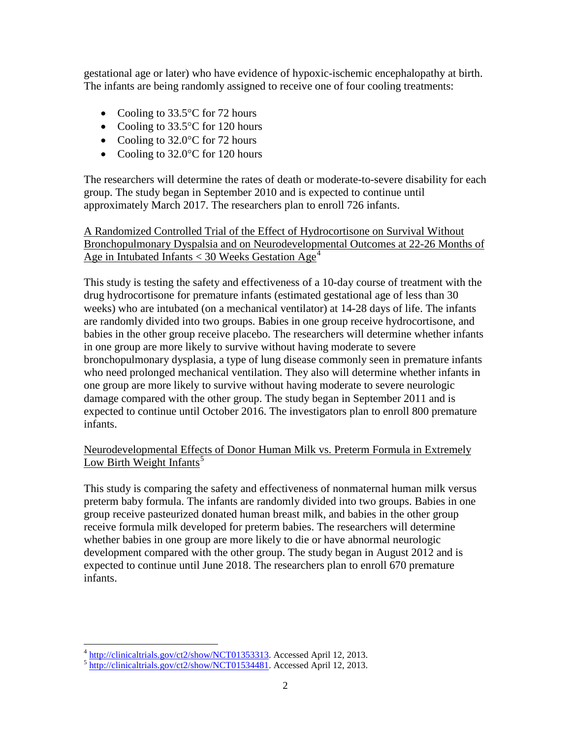gestational age or later) who have evidence of hypoxic-ischemic encephalopathy at birth. The infants are being randomly assigned to receive one of four cooling treatments:

- Cooling to 33.5°C for 72 hours
- Cooling to 33.5°C for 120 hours
- Cooling to 32.0°C for 72 hours
- Cooling to 32.0°C for 120 hours

The researchers will determine the rates of death or moderate-to-severe disability for each group. The study began in September 2010 and is expected to continue until approximately March 2017. The researchers plan to enroll 726 infants.

A Randomized Controlled Trial of the Effect of Hydrocortisone on Survival Without Bronchopulmonary Dyspalsia and on Neurodevelopmental Outcomes at 22-26 Months of Age in Intubated Infants < 30 Weeks Gestation Age[4]

This study is testing the safety and effectiveness of a 10-day course of treatment with the drug hydrocortisone for premature infants (estimated gestational age of less than 30 weeks) who are intubated (on a mechanical ventilator) at 14-28 days of life. The infants are randomly divided into two groups. Babies in one group receive hydrocortisone, and babies in the other group receive placebo. The researchers will determine whether infants in one group are more likely to survive without having moderate to severe bronchopulmonary dysplasia, a type of lung disease commonly seen in premature infants who need prolonged mechanical ventilation. They also will determine whether infants in one group are more likely to survive without having moderate to severe neurologic damage compared with the other group. The study began in September 2011 and is expected to continue until October 2016. The investigators plan to enroll 800 premature infants.

Neurodevelopmental Effects of Donor Human Milk vs. Preterm Formula in Extremely Low Birth Weight Infants[5]

This study is comparing the safety and effectiveness of nonmaternal human milk versus preterm baby formula. The infants are randomly divided into two groups. Babies in one group receive pasteurized donated human breast milk, and babies in the other group receive formula milk developed for preterm babies. The researchers will determine whether babies in one group are more likely to die or have abnormal neurologic development compared with the other group. The study began in August 2012 and is expected to continue until June 2018. The researchers plan to enroll 670 premature infants.

---

[4] http://clinicaltrials.gov/ct2/show/NCT01353313. Accessed April 12, 2013.

[5] http://clinicaltrials.gov/ct2/show/NCT01534481. Accessed April 12, 2013.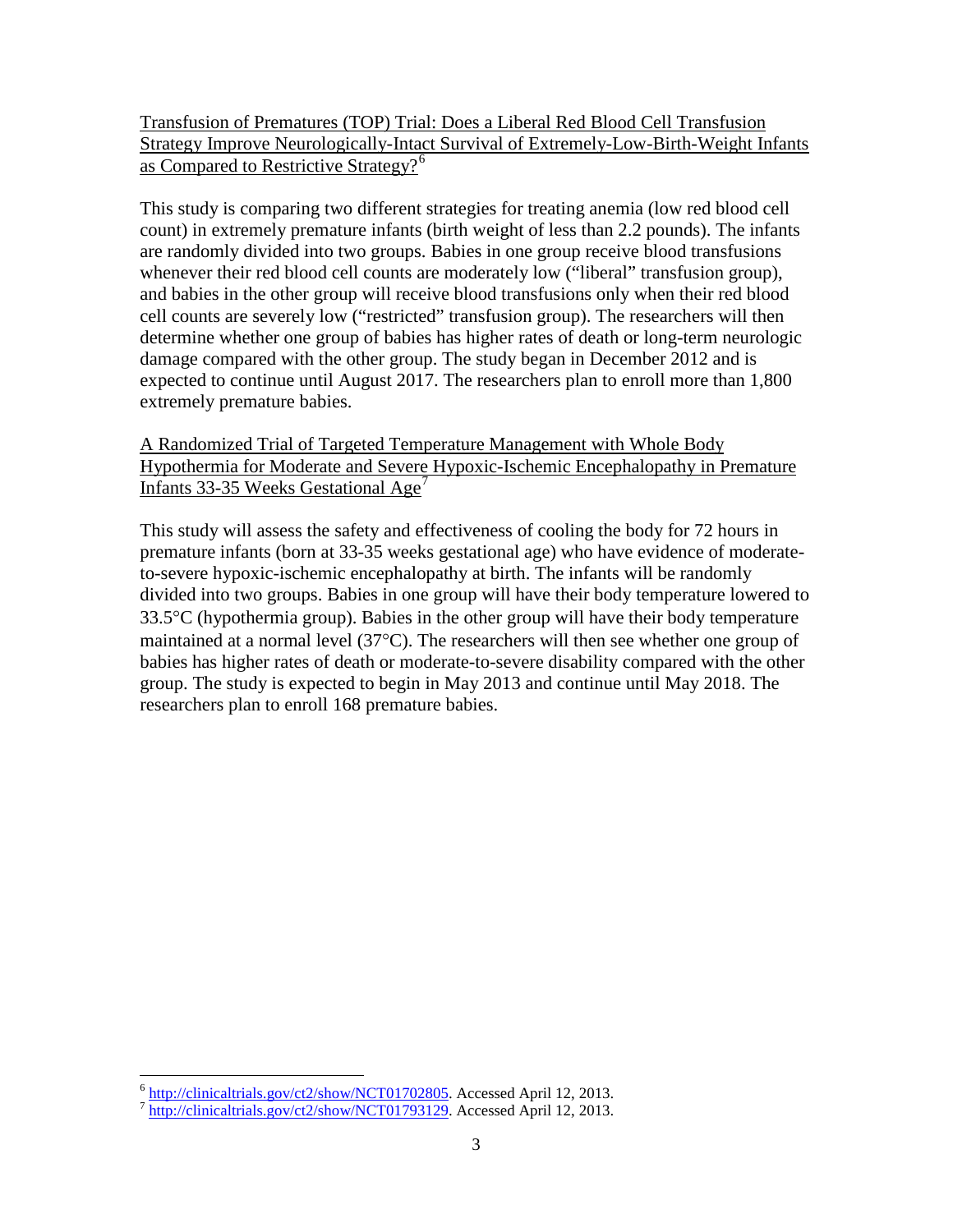Transfusion of Prematures (TOP) Trial: Does a Liberal Red Blood Cell Transfusion Strategy Improve Neurologically-Intact Survival of Extremely-Low-Birth-Weight Infants as Compared to Restrictive Strategy?[6]

This study is comparing two different strategies for treating anemia (low red blood cell count) in extremely premature infants (birth weight of less than 2.2 pounds). The infants are randomly divided into two groups. Babies in one group receive blood transfusions whenever their red blood cell counts are moderately low ("liberal" transfusion group), and babies in the other group will receive blood transfusions only when their red blood cell counts are severely low ("restricted" transfusion group). The researchers will then determine whether one group of babies has higher rates of death or long-term neurologic damage compared with the other group. The study began in December 2012 and is expected to continue until August 2017. The researchers plan to enroll more than 1,800 extremely premature babies.

A Randomized Trial of Targeted Temperature Management with Whole Body Hypothermia for Moderate and Severe Hypoxic-Ischemic Encephalopathy in Premature Infants 33-35 Weeks Gestational Age[7]

This study will assess the safety and effectiveness of cooling the body for 72 hours in premature infants (born at 33-35 weeks gestational age) who have evidence of moderate-to-severe hypoxic-ischemic encephalopathy at birth. The infants will be randomly divided into two groups. Babies in one group will have their body temperature lowered to 33.5°C (hypothermia group). Babies in the other group will have their body temperature maintained at a normal level (37°C). The researchers will then see whether one group of babies has higher rates of death or moderate-to-severe disability compared with the other group. The study is expected to begin in May 2013 and continue until May 2018. The researchers plan to enroll 168 premature babies.

---

[6] http://clinicaltrials.gov/ct2/show/NCT01702805. Accessed April 12, 2013.

[7] http://clinicaltrials.gov/ct2/show/NCT01793129. Accessed April 12, 2013.